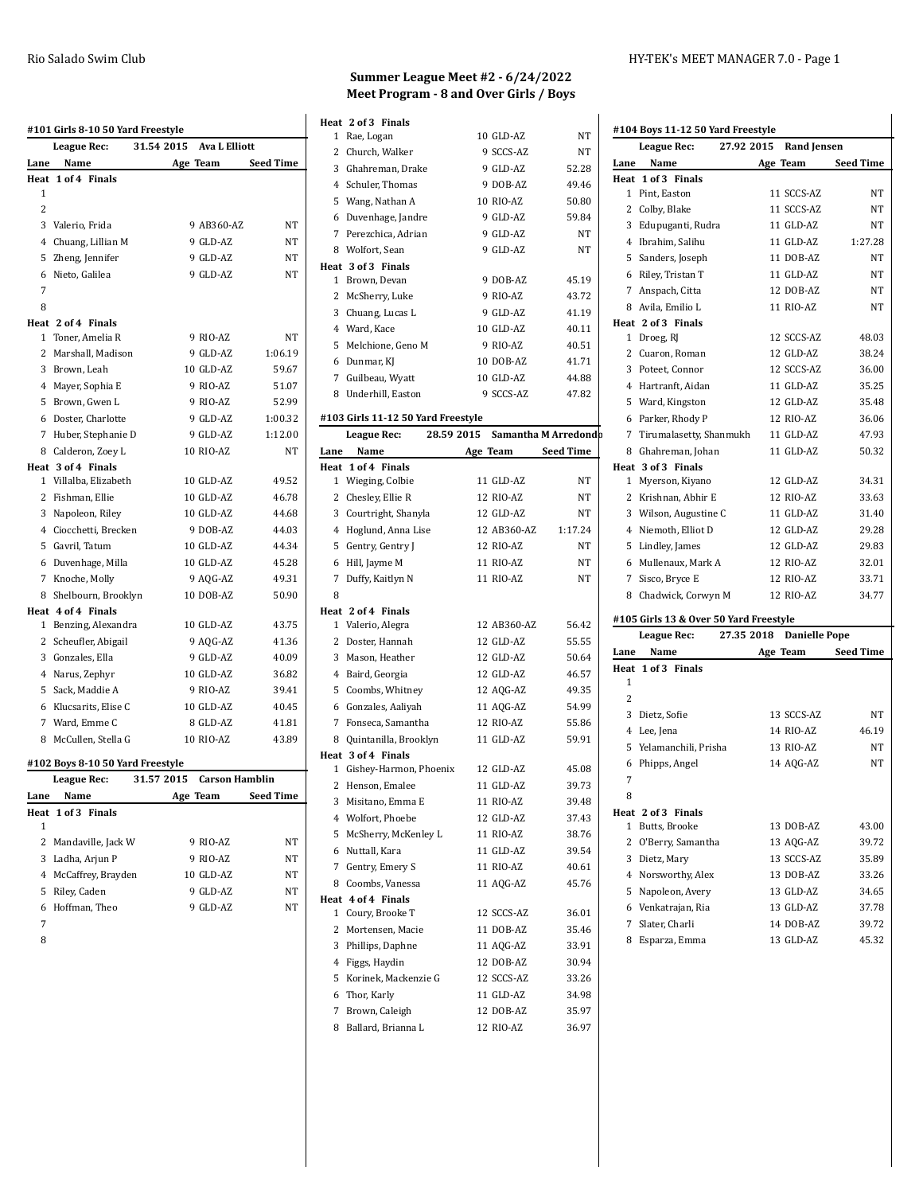# Summer League Meet #2 - 6/24/2022
## Meet Program - 8 and Over Girls / Boys

### #101 Girls 8-10 50 Yard Freestyle

League Rec: 31.54 2015 Ava L Elliott

| Lane | Name | Age | Team | Seed Time |
|---|---|---|---|---|
| **Heat 1 of 4 Finals** | | | | |
| 1 | | | | |
| 2 | | | | |
| 3 | Valerio, Frida | 9 | AB360-AZ | NT |
| 4 | Chuang, Lillian M | 9 | GLD-AZ | NT |
| 5 | Zheng, Jennifer | 9 | GLD-AZ | NT |
| 6 | Nieto, Galilea | 9 | GLD-AZ | NT |
| 7 | | | | |
| 8 | | | | |
| **Heat 2 of 4 Finals** | | | | |
| 1 | Toner, Amelia R | 9 | RIO-AZ | NT |
| 2 | Marshall, Madison | 9 | GLD-AZ | 1:06.19 |
| 3 | Brown, Leah | 10 | GLD-AZ | 59.67 |
| 4 | Mayer, Sophia E | 9 | RIO-AZ | 51.07 |
| 5 | Brown, Gwen L | 9 | RIO-AZ | 52.99 |
| 6 | Doster, Charlotte | 9 | GLD-AZ | 1:00.32 |
| 7 | Huber, Stephanie D | 9 | GLD-AZ | 1:12.00 |
| 8 | Calderon, Zoey L | 10 | RIO-AZ | NT |
| **Heat 3 of 4 Finals** | | | | |
| 1 | Villalba, Elizabeth | 10 | GLD-AZ | 49.52 |
| 2 | Fishman, Ellie | 10 | GLD-AZ | 46.78 |
| 3 | Napoleon, Riley | 10 | GLD-AZ | 44.68 |
| 4 | Ciocchetti, Brecken | 9 | DOB-AZ | 44.03 |
| 5 | Gavril, Tatum | 10 | GLD-AZ | 44.34 |
| 6 | Duvenhage, Milla | 10 | GLD-AZ | 45.28 |
| 7 | Knoche, Molly | 9 | AQG-AZ | 49.31 |
| 8 | Shelbourn, Brooklyn | 10 | DOB-AZ | 50.90 |
| **Heat 4 of 4 Finals** | | | | |
| 1 | Benzing, Alexandra | 10 | GLD-AZ | 43.75 |
| 2 | Scheufler, Abigail | 9 | AQG-AZ | 41.36 |
| 3 | Gonzales, Ella | 9 | GLD-AZ | 40.09 |
| 4 | Narus, Zephyr | 10 | GLD-AZ | 36.82 |
| 5 | Sack, Maddie A | 9 | RIO-AZ | 39.41 |
| 6 | Klucsarits, Elise C | 10 | GLD-AZ | 40.45 |
| 7 | Ward, Emme C | 8 | GLD-AZ | 41.81 |
| 8 | McCullen, Stella G | 10 | RIO-AZ | 43.89 |

### #102 Boys 8-10 50 Yard Freestyle

League Rec: 31.57 2015 Carson Hamblin

| Lane | Name | Age | Team | Seed Time |
|---|---|---|---|---|
| **Heat 1 of 3 Finals** | | | | |
| 1 | | | | |
| 2 | Mandaville, Jack W | 9 | RIO-AZ | NT |
| 3 | Ladha, Arjun P | 9 | RIO-AZ | NT |
| 4 | McCaffrey, Brayden | 10 | GLD-AZ | NT |
| 5 | Riley, Caden | 9 | GLD-AZ | NT |
| 6 | Hoffman, Theo | 9 | GLD-AZ | NT |
| 7 | | | | |
| 8 | | | | |
| **Heat 2 of 3 Finals** | | | | |
| 1 | Rae, Logan | 10 | GLD-AZ | NT |
| 2 | Church, Walker | 9 | SCCS-AZ | NT |
| 3 | Ghahreman, Drake | 9 | GLD-AZ | 52.28 |
| 4 | Schuler, Thomas | 9 | DOB-AZ | 49.46 |
| 5 | Wang, Nathan A | 10 | RIO-AZ | 50.80 |
| 6 | Duvenhage, Jandre | 9 | GLD-AZ | 59.84 |
| 7 | Perezchica, Adrian | 9 | GLD-AZ | NT |
| 8 | Wolfort, Sean | 9 | GLD-AZ | NT |
| **Heat 3 of 3 Finals** | | | | |
| 1 | Brown, Devan | 9 | DOB-AZ | 45.19 |
| 2 | McSherry, Luke | 9 | RIO-AZ | 43.72 |
| 3 | Chuang, Lucas L | 9 | GLD-AZ | 41.19 |
| 4 | Ward, Kace | 10 | GLD-AZ | 40.11 |
| 5 | Melchione, Geno M | 9 | RIO-AZ | 40.51 |
| 6 | Dunmar, KJ | 10 | DOB-AZ | 41.71 |
| 7 | Guilbeau, Wyatt | 10 | GLD-AZ | 44.88 |
| 8 | Underhill, Easton | 9 | SCCS-AZ | 47.82 |

### #103 Girls 11-12 50 Yard Freestyle

League Rec: 28.59 2015 Samantha M Arredondo

| Lane | Name | Age | Team | Seed Time |
|---|---|---|---|---|
| **Heat 1 of 4 Finals** | | | | |
| 1 | Wieging, Colbie | 11 | GLD-AZ | NT |
| 2 | Chesley, Ellie R | 12 | RIO-AZ | NT |
| 3 | Courtright, Shanyla | 12 | GLD-AZ | NT |
| 4 | Hoglund, Anna Lise | 12 | AB360-AZ | 1:17.24 |
| 5 | Gentry, Gentry J | 12 | RIO-AZ | NT |
| 6 | Hill, Jayme M | 11 | RIO-AZ | NT |
| 7 | Duffy, Kaitlyn N | 11 | RIO-AZ | NT |
| 8 | | | | |
| **Heat 2 of 4 Finals** | | | | |
| 1 | Valerio, Alegra | 12 | AB360-AZ | 56.42 |
| 2 | Doster, Hannah | 12 | GLD-AZ | 55.55 |
| 3 | Mason, Heather | 12 | GLD-AZ | 50.64 |
| 4 | Baird, Georgia | 12 | GLD-AZ | 46.57 |
| 5 | Coombs, Whitney | 12 | AQG-AZ | 49.35 |
| 6 | Gonzales, Aaliyah | 11 | AQG-AZ | 54.99 |
| 7 | Fonseca, Samantha | 12 | RIO-AZ | 55.86 |
| 8 | Quintanilla, Brooklyn | 11 | GLD-AZ | 59.91 |
| **Heat 3 of 4 Finals** | | | | |
| 1 | Gishey-Harmon, Phoenix | 12 | GLD-AZ | 45.08 |
| 2 | Henson, Emalee | 11 | GLD-AZ | 39.73 |
| 3 | Misitano, Emma E | 11 | RIO-AZ | 39.48 |
| 4 | Wolfort, Phoebe | 12 | GLD-AZ | 37.43 |
| 5 | McSherry, McKenley L | 11 | RIO-AZ | 38.76 |
| 6 | Nuttall, Kara | 11 | GLD-AZ | 39.54 |
| 7 | Gentry, Emery S | 11 | RIO-AZ | 40.61 |
| 8 | Coombs, Vanessa | 11 | AQG-AZ | 45.76 |
| **Heat 4 of 4 Finals** | | | | |
| 1 | Coury, Brooke T | 12 | SCCS-AZ | 36.01 |
| 2 | Mortensen, Macie | 11 | DOB-AZ | 35.46 |
| 3 | Phillips, Daphne | 11 | AQG-AZ | 33.91 |
| 4 | Figgs, Haydin | 12 | DOB-AZ | 30.94 |
| 5 | Korinek, Mackenzie G | 12 | SCCS-AZ | 33.26 |
| 6 | Thor, Karly | 11 | GLD-AZ | 34.98 |
| 7 | Brown, Caleigh | 12 | DOB-AZ | 35.97 |
| 8 | Ballard, Brianna L | 12 | RIO-AZ | 36.97 |

### #104 Boys 11-12 50 Yard Freestyle

League Rec: 27.92 2015 Rand Jensen

| Lane | Name | Age | Team | Seed Time |
|---|---|---|---|---|
| **Heat 1 of 3 Finals** | | | | |
| 1 | Pint, Easton | 11 | SCCS-AZ | NT |
| 2 | Colby, Blake | 11 | SCCS-AZ | NT |
| 3 | Edupuganti, Rudra | 11 | GLD-AZ | NT |
| 4 | Ibrahim, Salihu | 11 | GLD-AZ | 1:27.28 |
| 5 | Sanders, Joseph | 11 | DOB-AZ | NT |
| 6 | Riley, Tristan T | 11 | GLD-AZ | NT |
| 7 | Anspach, Citta | 12 | DOB-AZ | NT |
| 8 | Avila, Emilio L | 11 | RIO-AZ | NT |
| **Heat 2 of 3 Finals** | | | | |
| 1 | Droeg, RJ | 12 | SCCS-AZ | 48.03 |
| 2 | Cuaron, Roman | 12 | GLD-AZ | 38.24 |
| 3 | Poteet, Connor | 12 | SCCS-AZ | 36.00 |
| 4 | Hartranft, Aidan | 11 | GLD-AZ | 35.25 |
| 5 | Ward, Kingston | 12 | GLD-AZ | 35.48 |
| 6 | Parker, Rhody P | 12 | RIO-AZ | 36.06 |
| 7 | Tirumalasetty, Shanmukh | 11 | GLD-AZ | 47.93 |
| 8 | Ghahreman, Johan | 11 | GLD-AZ | 50.32 |
| **Heat 3 of 3 Finals** | | | | |
| 1 | Myerson, Kiyano | 12 | GLD-AZ | 34.31 |
| 2 | Krishnan, Abhir E | 12 | RIO-AZ | 33.63 |
| 3 | Wilson, Augustine C | 11 | GLD-AZ | 31.40 |
| 4 | Niemoth, Elliot D | 12 | GLD-AZ | 29.28 |
| 5 | Lindley, James | 12 | GLD-AZ | 29.83 |
| 6 | Mullenaux, Mark A | 12 | RIO-AZ | 32.01 |
| 7 | Sisco, Bryce E | 12 | RIO-AZ | 33.71 |
| 8 | Chadwick, Corwyn M | 12 | RIO-AZ | 34.77 |

### #105 Girls 13 & Over 50 Yard Freestyle

League Rec: 27.35 2018 Danielle Pope

| Lane | Name | Age | Team | Seed Time |
|---|---|---|---|---|
| **Heat 1 of 3 Finals** | | | | |
| 1 | | | | |
| 2 | | | | |
| 3 | Dietz, Sofie | 13 | SCCS-AZ | NT |
| 4 | Lee, Jena | 14 | RIO-AZ | 46.19 |
| 5 | Yelamanchili, Prisha | 13 | RIO-AZ | NT |
| 6 | Phipps, Angel | 14 | AQG-AZ | NT |
| 7 | | | | |
| 8 | | | | |
| **Heat 2 of 3 Finals** | | | | |
| 1 | Butts, Brooke | 13 | DOB-AZ | 43.00 |
| 2 | O'Berry, Samantha | 13 | AQG-AZ | 39.72 |
| 3 | Dietz, Mary | 13 | SCCS-AZ | 35.89 |
| 4 | Norsworthy, Alex | 13 | DOB-AZ | 33.26 |
| 5 | Napoleon, Avery | 13 | GLD-AZ | 34.65 |
| 6 | Venkatrajan, Ria | 13 | GLD-AZ | 37.78 |
| 7 | Slater, Charli | 14 | DOB-AZ | 39.72 |
| 8 | Esparza, Emma | 13 | GLD-AZ | 45.32 |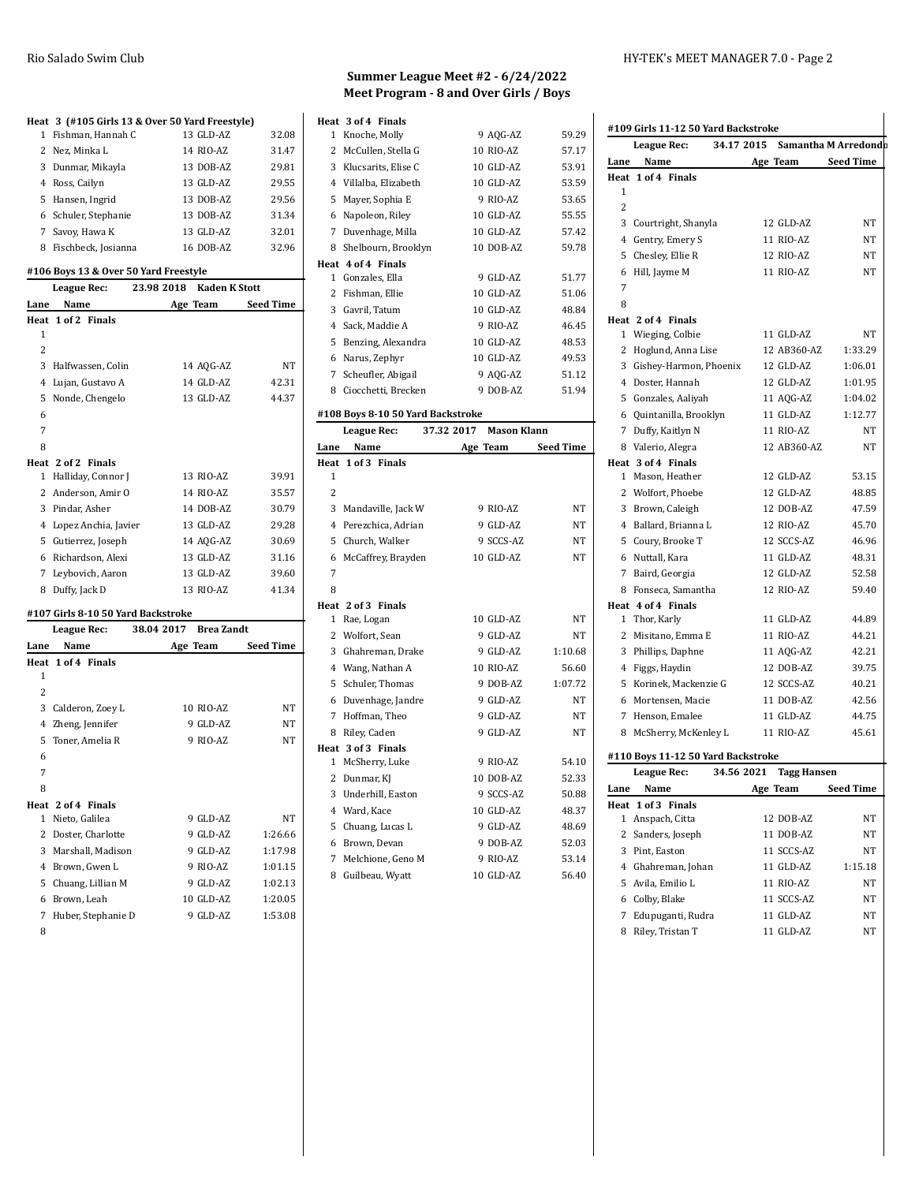## Summer League Meet #2 - 6/24/2022
## Meet Program - 8 and Over Girls / Boys

**Heat 3 (#105 Girls 13 & Over 50 Yard Freestyle)**

| Lane | Name | Age | Team | Seed Time |
|---|---|---|---|---|
| 1 | Fishman, Hannah C | 13 | GLD-AZ | 32.08 |
| 2 | Nez, Minka L | 14 | RIO-AZ | 31.47 |
| 3 | Dunmar, Mikayla | 13 | DOB-AZ | 29.81 |
| 4 | Ross, Cailyn | 13 | GLD-AZ | 29.55 |
| 5 | Hansen, Ingrid | 13 | DOB-AZ | 29.56 |
| 6 | Schuler, Stephanie | 13 | DOB-AZ | 31.34 |
| 7 | Savoy, Hawa K | 13 | GLD-AZ | 32.01 |
| 8 | Fischbeck, Josianna | 16 | DOB-AZ | 32.96 |

### #106 Boys 13 & Over 50 Yard Freestyle

League Rec: 23.98 2018 Kaden K Stott

| Lane | Name | Age | Team | Seed Time |
|---|---|---|---|---|
| **Heat 1 of 2 Finals** | | | | |
| 1 | | | | |
| 2 | | | | |
| 3 | Halfwassen, Colin | 14 | AQG-AZ | NT |
| 4 | Lujan, Gustavo A | 14 | GLD-AZ | 42.31 |
| 5 | Nonde, Chengelo | 13 | GLD-AZ | 44.37 |
| 6 | | | | |
| 7 | | | | |
| 8 | | | | |
| **Heat 2 of 2 Finals** | | | | |
| 1 | Halliday, Connor J | 13 | RIO-AZ | 39.91 |
| 2 | Anderson, Amir O | 14 | RIO-AZ | 35.57 |
| 3 | Pindar, Asher | 14 | DOB-AZ | 30.79 |
| 4 | Lopez Anchia, Javier | 13 | GLD-AZ | 29.28 |
| 5 | Gutierrez, Joseph | 14 | AQG-AZ | 30.69 |
| 6 | Richardson, Alexi | 13 | GLD-AZ | 31.16 |
| 7 | Leybovich, Aaron | 13 | GLD-AZ | 39.60 |
| 8 | Duffy, Jack D | 13 | RIO-AZ | 41.34 |

### #107 Girls 8-10 50 Yard Backstroke

League Rec: 38.04 2017 Brea Zandt

| Lane | Name | Age | Team | Seed Time |
|---|---|---|---|---|
| **Heat 1 of 4 Finals** | | | | |
| 1 | | | | |
| 2 | | | | |
| 3 | Calderon, Zoey L | 10 | RIO-AZ | NT |
| 4 | Zheng, Jennifer | 9 | GLD-AZ | NT |
| 5 | Toner, Amelia R | 9 | RIO-AZ | NT |
| 6 | | | | |
| 7 | | | | |
| 8 | | | | |
| **Heat 2 of 4 Finals** | | | | |
| 1 | Nieto, Galilea | 9 | GLD-AZ | NT |
| 2 | Doster, Charlotte | 9 | GLD-AZ | 1:26.66 |
| 3 | Marshall, Madison | 9 | GLD-AZ | 1:17.98 |
| 4 | Brown, Gwen L | 9 | RIO-AZ | 1:01.15 |
| 5 | Chuang, Lillian M | 9 | GLD-AZ | 1:02.13 |
| 6 | Brown, Leah | 10 | GLD-AZ | 1:20.05 |
| 7 | Huber, Stephanie D | 9 | GLD-AZ | 1:53.08 |
| 8 | | | | |
| **Heat 3 of 4 Finals** | | | | |
| 1 | Knoche, Molly | 9 | AQG-AZ | 59.29 |
| 2 | McCullen, Stella G | 10 | RIO-AZ | 57.17 |
| 3 | Klucsarits, Elise C | 10 | GLD-AZ | 53.91 |
| 4 | Villalba, Elizabeth | 10 | GLD-AZ | 53.59 |
| 5 | Mayer, Sophia E | 9 | RIO-AZ | 53.65 |
| 6 | Napoleon, Riley | 10 | GLD-AZ | 55.55 |
| 7 | Duvenhage, Milla | 10 | GLD-AZ | 57.42 |
| 8 | Shelbourn, Brooklyn | 10 | DOB-AZ | 59.78 |
| **Heat 4 of 4 Finals** | | | | |
| 1 | Gonzales, Ella | 9 | GLD-AZ | 51.77 |
| 2 | Fishman, Ellie | 10 | GLD-AZ | 51.06 |
| 3 | Gavril, Tatum | 10 | GLD-AZ | 48.84 |
| 4 | Sack, Maddie A | 9 | RIO-AZ | 46.45 |
| 5 | Benzing, Alexandra | 10 | GLD-AZ | 48.53 |
| 6 | Narus, Zephyr | 10 | GLD-AZ | 49.53 |
| 7 | Scheufler, Abigail | 9 | AQG-AZ | 51.12 |
| 8 | Cioccehetti, Brecken | 9 | DOB-AZ | 51.94 |

### #108 Boys 8-10 50 Yard Backstroke

League Rec: 37.32 2017 Mason Klann

| Lane | Name | Age | Team | Seed Time |
|---|---|---|---|---|
| **Heat 1 of 3 Finals** | | | | |
| 1 | | | | |
| 2 | | | | |
| 3 | Mandaville, Jack W | 9 | RIO-AZ | NT |
| 4 | Perezchica, Adrian | 9 | GLD-AZ | NT |
| 5 | Church, Walker | 9 | SCCS-AZ | NT |
| 6 | McCaffrey, Brayden | 10 | GLD-AZ | NT |
| 7 | | | | |
| 8 | | | | |
| **Heat 2 of 3 Finals** | | | | |
| 1 | Rae, Logan | 10 | GLD-AZ | NT |
| 2 | Wolfort, Sean | 9 | GLD-AZ | NT |
| 3 | Ghahreman, Drake | 9 | GLD-AZ | 1:10.68 |
| 4 | Wang, Nathan A | 10 | RIO-AZ | 56.60 |
| 5 | Schuler, Thomas | 9 | DOB-AZ | 1:07.72 |
| 6 | Duvenhage, Jandre | 9 | GLD-AZ | NT |
| 7 | Hoffman, Theo | 9 | GLD-AZ | NT |
| 8 | Riley, Caden | 9 | GLD-AZ | NT |
| **Heat 3 of 3 Finals** | | | | |
| 1 | McSherry, Luke | 9 | RIO-AZ | 54.10 |
| 2 | Dunmar, KJ | 10 | DOB-AZ | 52.33 |
| 3 | Underhill, Easton | 9 | SCCS-AZ | 50.88 |
| 4 | Ward, Kace | 10 | GLD-AZ | 48.37 |
| 5 | Chuang, Lucas L | 9 | GLD-AZ | 48.69 |
| 6 | Brown, Devan | 9 | DOB-AZ | 52.03 |
| 7 | Melchione, Geno M | 9 | RIO-AZ | 53.14 |
| 8 | Guilbeau, Wyatt | 10 | GLD-AZ | 56.40 |

### #109 Girls 11-12 50 Yard Backstroke

League Rec: 34.17 2015 Samantha M Arredondo

| Lane | Name | Age | Team | Seed Time |
|---|---|---|---|---|
| **Heat 1 of 4 Finals** | | | | |
| 1 | | | | |
| 2 | | | | |
| 3 | Courtright, Shanyla | 12 | GLD-AZ | NT |
| 4 | Gentry, Emery S | 11 | RIO-AZ | NT |
| 5 | Chesley, Ellie R | 12 | RIO-AZ | NT |
| 6 | Hill, Jayme M | 11 | RIO-AZ | NT |
| 7 | | | | |
| 8 | | | | |
| **Heat 2 of 4 Finals** | | | | |
| 1 | Wieging, Colbie | 11 | GLD-AZ | NT |
| 2 | Hoglund, Anna Lise | 12 | AB360-AZ | 1:33.29 |
| 3 | Gishey-Harmon, Phoenix | 12 | GLD-AZ | 1:06.01 |
| 4 | Doster, Hannah | 12 | GLD-AZ | 1:01.95 |
| 5 | Gonzales, Aaliyah | 11 | AQG-AZ | 1:04.02 |
| 6 | Quintanilla, Brooklyn | 11 | GLD-AZ | 1:12.77 |
| 7 | Duffy, Kaitlyn N | 11 | RIO-AZ | NT |
| 8 | Valerio, Alegra | 12 | AB360-AZ | NT |
| **Heat 3 of 4 Finals** | | | | |
| 1 | Mason, Heather | 12 | GLD-AZ | 53.15 |
| 2 | Wolfort, Phoebe | 12 | GLD-AZ | 48.85 |
| 3 | Brown, Caleigh | 12 | DOB-AZ | 47.59 |
| 4 | Ballard, Brianna L | 12 | RIO-AZ | 45.70 |
| 5 | Coury, Brooke T | 12 | SCCS-AZ | 46.96 |
| 6 | Nuttall, Kara | 11 | GLD-AZ | 48.31 |
| 7 | Baird, Georgia | 12 | GLD-AZ | 52.58 |
| 8 | Fonseca, Samantha | 12 | RIO-AZ | 59.40 |
| **Heat 4 of 4 Finals** | | | | |
| 1 | Thor, Karly | 11 | GLD-AZ | 44.89 |
| 2 | Misitano, Emma E | 11 | RIO-AZ | 44.21 |
| 3 | Phillips, Daphne | 11 | AQG-AZ | 42.21 |
| 4 | Figgs, Haydin | 12 | DOB-AZ | 39.75 |
| 5 | Korinek, Mackenzie G | 12 | SCCS-AZ | 40.21 |
| 6 | Mortensen, Macie | 11 | DOB-AZ | 42.56 |
| 7 | Henson, Emalee | 11 | GLD-AZ | 44.75 |
| 8 | McSherry, McKenley L | 11 | RIO-AZ | 45.61 |

### #110 Boys 11-12 50 Yard Backstroke

League Rec: 34.56 2021 Tagg Hansen

| Lane | Name | Age | Team | Seed Time |
|---|---|---|---|---|
| **Heat 1 of 3 Finals** | | | | |
| 1 | Anspach, Citta | 12 | DOB-AZ | NT |
| 2 | Sanders, Joseph | 11 | DOB-AZ | NT |
| 3 | Pint, Easton | 11 | SCCS-AZ | NT |
| 4 | Ghahreman, Johan | 11 | GLD-AZ | 1:15.18 |
| 5 | Avila, Emilio L | 11 | RIO-AZ | NT |
| 6 | Colby, Blake | 11 | SCCS-AZ | NT |
| 7 | Edupuganti, Rudra | 11 | GLD-AZ | NT |
| 8 | Riley, Tristan T | 11 | GLD-AZ | NT |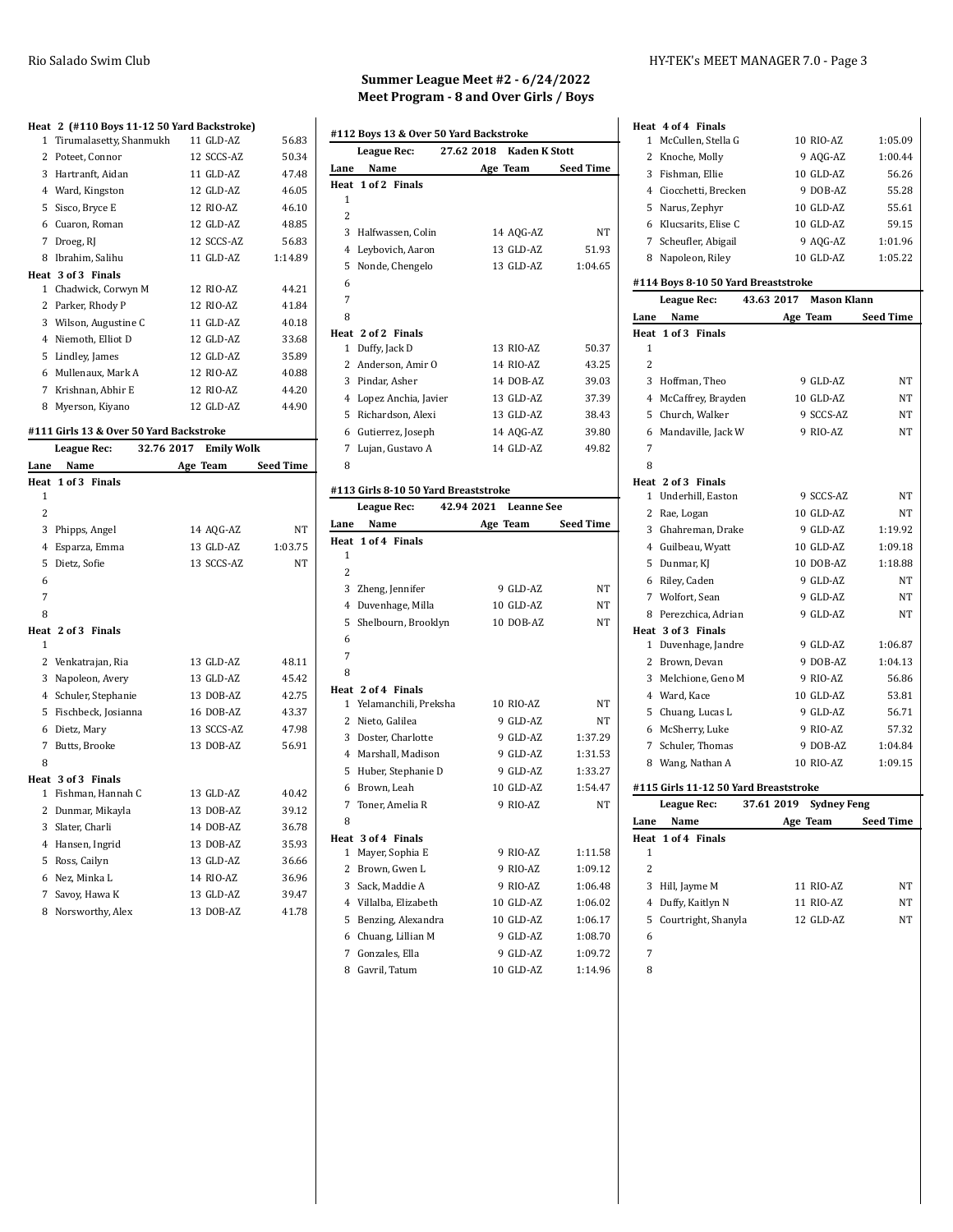## Summer League Meet #2 - 6/24/2022
## Meet Program - 8 and Over Girls / Boys

**Heat 2 (#110 Boys 11-12 50 Yard Backstroke)**

| Lane | Name | Age | Team | Seed Time |
|---|---|---|---|---|
| 1 | Tirumalasetty, Shanmukh | 11 | GLD-AZ | 56.83 |
| 2 | Poteet, Connor | 12 | SCCS-AZ | 50.34 |
| 3 | Hartranft, Aidan | 11 | GLD-AZ | 47.48 |
| 4 | Ward, Kingston | 12 | GLD-AZ | 46.05 |
| 5 | Sisco, Bryce E | 12 | RIO-AZ | 46.10 |
| 6 | Cuaron, Roman | 12 | GLD-AZ | 48.85 |
| 7 | Droeg, RJ | 12 | SCCS-AZ | 56.83 |
| 8 | Ibrahim, Salihu | 11 | GLD-AZ | 1:14.89 |

**Heat 3 of 3 Finals**

| Lane | Name | Age | Team | Seed Time |
|---|---|---|---|---|
| 1 | Chadwick, Corwyn M | 12 | RIO-AZ | 44.21 |
| 2 | Parker, Rhody P | 12 | RIO-AZ | 41.84 |
| 3 | Wilson, Augustine C | 11 | GLD-AZ | 40.18 |
| 4 | Niemoth, Elliot D | 12 | GLD-AZ | 33.68 |
| 5 | Lindley, James | 12 | GLD-AZ | 35.89 |
| 6 | Mullenaux, Mark A | 12 | RIO-AZ | 40.88 |
| 7 | Krishnan, Abhir E | 12 | RIO-AZ | 44.20 |
| 8 | Myerson, Kiyano | 12 | GLD-AZ | 44.90 |

### #111 Girls 13 & Over 50 Yard Backstroke

League Rec: 32.76 2017 Emily Wolk

| Lane | Name | Age | Team | Seed Time |
|---|---|---|---|---|
| **Heat 1 of 3 Finals** | | | | |
| 1 | | | | |
| 2 | | | | |
| 3 | Phipps, Angel | 14 | AQG-AZ | NT |
| 4 | Esparza, Emma | 13 | GLD-AZ | 1:03.75 |
| 5 | Dietz, Sofie | 13 | SCCS-AZ | NT |
| 6 | | | | |
| 7 | | | | |
| 8 | | | | |
| **Heat 2 of 3 Finals** | | | | |
| 1 | | | | |
| 2 | Venkatrajan, Ria | 13 | GLD-AZ | 48.11 |
| 3 | Napoleon, Avery | 13 | GLD-AZ | 45.42 |
| 4 | Schuler, Stephanie | 13 | DOB-AZ | 42.75 |
| 5 | Fischbeck, Josianna | 16 | DOB-AZ | 43.37 |
| 6 | Dietz, Mary | 13 | SCCS-AZ | 47.98 |
| 7 | Butts, Brooke | 13 | DOB-AZ | 56.91 |
| 8 | | | | |
| **Heat 3 of 3 Finals** | | | | |
| 1 | Fishman, Hannah C | 13 | GLD-AZ | 40.42 |
| 2 | Dunmar, Mikayla | 13 | DOB-AZ | 39.12 |
| 3 | Slater, Charli | 14 | DOB-AZ | 36.78 |
| 4 | Hansen, Ingrid | 13 | DOB-AZ | 35.93 |
| 5 | Ross, Cailyn | 13 | GLD-AZ | 36.66 |
| 6 | Nez, Minka L | 14 | RIO-AZ | 36.96 |
| 7 | Savoy, Hawa K | 13 | GLD-AZ | 39.47 |
| 8 | Norsworthy, Alex | 13 | DOB-AZ | 41.78 |

### #112 Boys 13 & Over 50 Yard Backstroke

League Rec: 27.62 2018 Kaden K Stott

| Lane | Name | Age | Team | Seed Time |
|---|---|---|---|---|
| **Heat 1 of 2 Finals** | | | | |
| 1 | | | | |
| 2 | | | | |
| 3 | Halfwassen, Colin | 14 | AQG-AZ | NT |
| 4 | Leybovich, Aaron | 13 | GLD-AZ | 51.93 |
| 5 | Nonde, Chengelo | 13 | GLD-AZ | 1:04.65 |
| 6 | | | | |
| 7 | | | | |
| 8 | | | | |
| **Heat 2 of 2 Finals** | | | | |
| 1 | Duffy, Jack D | 13 | RIO-AZ | 50.37 |
| 2 | Anderson, Amir O | 14 | RIO-AZ | 43.25 |
| 3 | Pindar, Asher | 14 | DOB-AZ | 39.03 |
| 4 | Lopez Anchia, Javier | 13 | GLD-AZ | 37.39 |
| 5 | Richardson, Alexi | 13 | GLD-AZ | 38.43 |
| 6 | Gutierrez, Joseph | 14 | AQG-AZ | 39.80 |
| 7 | Lujan, Gustavo A | 14 | GLD-AZ | 49.82 |
| 8 | | | | |

### #113 Girls 8-10 50 Yard Breaststroke

League Rec: 42.94 2021 Leanne See

| Lane | Name | Age | Team | Seed Time |
|---|---|---|---|---|
| **Heat 1 of 4 Finals** | | | | |
| 1 | | | | |
| 2 | | | | |
| 3 | Zheng, Jennifer | 9 | GLD-AZ | NT |
| 4 | Duvenhage, Milla | 10 | GLD-AZ | NT |
| 5 | Shelbourn, Brooklyn | 10 | DOB-AZ | NT |
| 6 | | | | |
| 7 | | | | |
| 8 | | | | |
| **Heat 2 of 4 Finals** | | | | |
| 1 | Yelamanchili, Preksha | 10 | RIO-AZ | NT |
| 2 | Nieto, Galilea | 9 | GLD-AZ | NT |
| 3 | Doster, Charlotte | 9 | GLD-AZ | 1:37.29 |
| 4 | Marshall, Madison | 9 | GLD-AZ | 1:31.53 |
| 5 | Huber, Stephanie D | 9 | GLD-AZ | 1:33.27 |
| 6 | Brown, Leah | 10 | GLD-AZ | 1:54.47 |
| 7 | Toner, Amelia R | 9 | RIO-AZ | NT |
| 8 | | | | |
| **Heat 3 of 4 Finals** | | | | |
| 1 | Mayer, Sophia E | 9 | RIO-AZ | 1:11.58 |
| 2 | Brown, Gwen L | 9 | RIO-AZ | 1:09.12 |
| 3 | Sack, Maddie A | 9 | RIO-AZ | 1:06.48 |
| 4 | Villalba, Elizabeth | 10 | GLD-AZ | 1:06.02 |
| 5 | Benzing, Alexandra | 10 | GLD-AZ | 1:06.17 |
| 6 | Chuang, Lillian M | 9 | GLD-AZ | 1:08.70 |
| 7 | Gonzales, Ella | 9 | GLD-AZ | 1:09.72 |
| 8 | Gavril, Tatum | 10 | GLD-AZ | 1:14.96 |
| **Heat 4 of 4 Finals** | | | | |
| 1 | McCullen, Stella G | 10 | RIO-AZ | 1:05.09 |
| 2 | Knoche, Molly | 9 | AQG-AZ | 1:00.44 |
| 3 | Fishman, Ellie | 10 | GLD-AZ | 56.26 |
| 4 | Ciocchetti, Brecken | 9 | DOB-AZ | 55.28 |
| 5 | Narus, Zephyr | 10 | GLD-AZ | 55.61 |
| 6 | Klucsarits, Elise C | 10 | GLD-AZ | 59.15 |
| 7 | Scheufler, Abigail | 9 | AQG-AZ | 1:01.96 |
| 8 | Napoleon, Riley | 10 | GLD-AZ | 1:05.22 |

### #114 Boys 8-10 50 Yard Breaststroke

League Rec: 43.63 2017 Mason Klann

| Lane | Name | Age | Team | Seed Time |
|---|---|---|---|---|
| **Heat 1 of 3 Finals** | | | | |
| 1 | | | | |
| 2 | | | | |
| 3 | Hoffman, Theo | 9 | GLD-AZ | NT |
| 4 | McCaffrey, Brayden | 10 | GLD-AZ | NT |
| 5 | Church, Walker | 9 | SCCS-AZ | NT |
| 6 | Mandaville, Jack W | 9 | RIO-AZ | NT |
| 7 | | | | |
| 8 | | | | |
| **Heat 2 of 3 Finals** | | | | |
| 1 | Underhill, Easton | 9 | SCCS-AZ | NT |
| 2 | Rae, Logan | 10 | GLD-AZ | NT |
| 3 | Ghahreman, Drake | 9 | GLD-AZ | 1:19.92 |
| 4 | Guilbeau, Wyatt | 10 | GLD-AZ | 1:09.18 |
| 5 | Dunmar, KJ | 10 | DOB-AZ | 1:18.88 |
| 6 | Riley, Caden | 9 | GLD-AZ | NT |
| 7 | Wolfort, Sean | 9 | GLD-AZ | NT |
| 8 | Perezchica, Adrian | 9 | GLD-AZ | NT |
| **Heat 3 of 3 Finals** | | | | |
| 1 | Duvenhage, Jandre | 9 | GLD-AZ | 1:06.87 |
| 2 | Brown, Devan | 9 | DOB-AZ | 1:04.13 |
| 3 | Melchione, Geno M | 9 | RIO-AZ | 56.86 |
| 4 | Ward, Kace | 10 | GLD-AZ | 53.81 |
| 5 | Chuang, Lucas L | 9 | GLD-AZ | 56.71 |
| 6 | McSherry, Luke | 9 | RIO-AZ | 57.32 |
| 7 | Schuler, Thomas | 9 | DOB-AZ | 1:04.84 |
| 8 | Wang, Nathan A | 10 | RIO-AZ | 1:09.15 |

### #115 Girls 11-12 50 Yard Breaststroke

League Rec: 37.61 2019 Sydney Feng

| Lane | Name | Age | Team | Seed Time |
|---|---|---|---|---|
| **Heat 1 of 4 Finals** | | | | |
| 1 | | | | |
| 2 | | | | |
| 3 | Hill, Jayme M | 11 | RIO-AZ | NT |
| 4 | Duffy, Kaitlyn N | 11 | RIO-AZ | NT |
| 5 | Courtright, Shanyla | 12 | GLD-AZ | NT |
| 6 | | | | |
| 7 | | | | |
| 8 | | | | |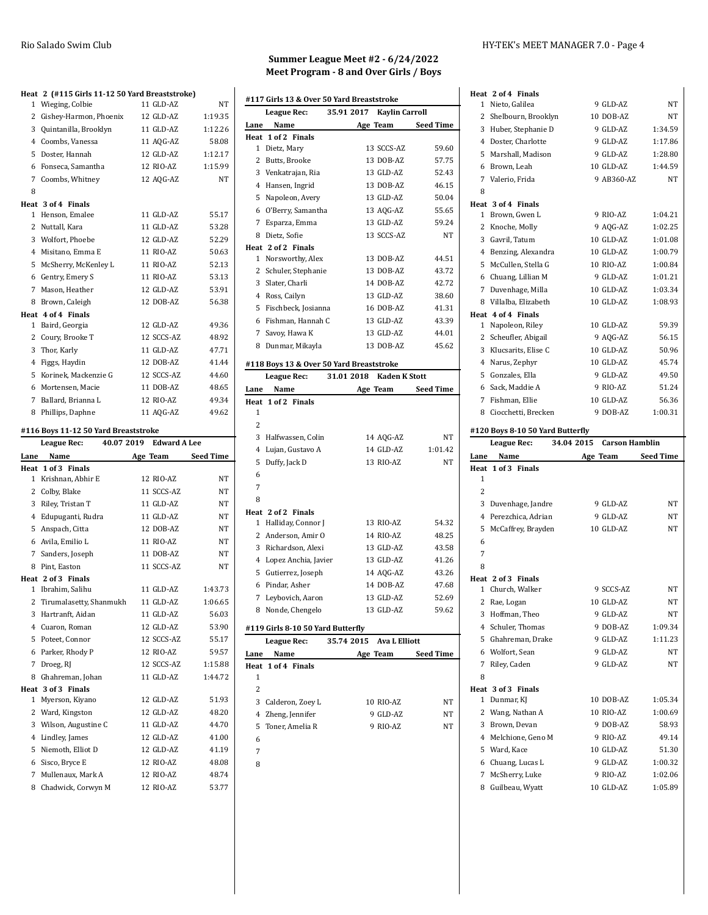## Summer League Meet #2 - 6/24/2022
## Meet Program - 8 and Over Girls / Boys

**Heat 2 (#115 Girls 11-12 50 Yard Breaststroke)**

| Lane | Name | Age | Team | Seed Time |
|---|---|---|---|---|
| 1 | Wieging, Colbie | 11 | GLD-AZ | NT |
| 2 | Gishey-Harmon, Phoenix | 12 | GLD-AZ | 1:19.35 |
| 3 | Quintanilla, Brooklyn | 11 | GLD-AZ | 1:12.26 |
| 4 | Coombs, Vanessa | 11 | AQG-AZ | 58.08 |
| 5 | Doster, Hannah | 12 | GLD-AZ | 1:12.17 |
| 6 | Fonseca, Samantha | 12 | RIO-AZ | 1:15.99 |
| 7 | Coombs, Whitney | 12 | AQG-AZ | NT |
| 8 | | | | |

**Heat 3 of 4 Finals**

| Lane | Name | Age | Team | Seed Time |
|---|---|---|---|---|
| 1 | Henson, Emalee | 11 | GLD-AZ | 55.17 |
| 2 | Nuttall, Kara | 11 | GLD-AZ | 53.28 |
| 3 | Wolfort, Phoebe | 12 | GLD-AZ | 52.29 |
| 4 | Misitano, Emma E | 11 | RIO-AZ | 50.63 |
| 5 | McSherry, McKenley L | 11 | RIO-AZ | 52.13 |
| 6 | Gentry, Emery S | 11 | RIO-AZ | 53.13 |
| 7 | Mason, Heather | 12 | GLD-AZ | 53.91 |
| 8 | Brown, Caleigh | 12 | DOB-AZ | 56.38 |

**Heat 4 of 4 Finals**

| Lane | Name | Age | Team | Seed Time |
|---|---|---|---|---|
| 1 | Baird, Georgia | 12 | GLD-AZ | 49.36 |
| 2 | Coury, Brooke T | 12 | SCCS-AZ | 48.92 |
| 3 | Thor, Karly | 11 | GLD-AZ | 47.71 |
| 4 | Figgs, Haydin | 12 | DOB-AZ | 41.44 |
| 5 | Korinek, Mackenzie G | 12 | SCCS-AZ | 44.60 |
| 6 | Mortensen, Macie | 11 | DOB-AZ | 48.65 |
| 7 | Ballard, Brianna L | 12 | RIO-AZ | 49.34 |
| 8 | Phillips, Daphne | 11 | AQG-AZ | 49.62 |

### #116 Boys 11-12 50 Yard Breaststroke

League Rec: 40.07 2019 Edward A Lee

**Heat 1 of 3 Finals**

| Lane | Name | Age | Team | Seed Time |
|---|---|---|---|---|
| 1 | Krishnan, Abhir E | 12 | RIO-AZ | NT |
| 2 | Colby, Blake | 11 | SCCS-AZ | NT |
| 3 | Riley, Tristan T | 11 | GLD-AZ | NT |
| 4 | Edupuganti, Rudra | 11 | GLD-AZ | NT |
| 5 | Anspach, Citta | 12 | DOB-AZ | NT |
| 6 | Avila, Emilio L | 11 | RIO-AZ | NT |
| 7 | Sanders, Joseph | 11 | DOB-AZ | NT |
| 8 | Pint, Easton | 11 | SCCS-AZ | NT |

**Heat 2 of 3 Finals**

| Lane | Name | Age | Team | Seed Time |
|---|---|---|---|---|
| 1 | Ibrahim, Salihu | 11 | GLD-AZ | 1:43.73 |
| 2 | Tirumalasetty, Shanmukh | 11 | GLD-AZ | 1:06.65 |
| 3 | Hartranft, Aidan | 11 | GLD-AZ | 56.03 |
| 4 | Cuaron, Roman | 12 | GLD-AZ | 53.90 |
| 5 | Poteet, Connor | 12 | SCCS-AZ | 55.17 |
| 6 | Parker, Rhody P | 12 | RIO-AZ | 59.57 |
| 7 | Droeg, RJ | 12 | SCCS-AZ | 1:15.88 |
| 8 | Ghahreman, Johan | 11 | GLD-AZ | 1:44.72 |

**Heat 3 of 3 Finals**

| Lane | Name | Age | Team | Seed Time |
|---|---|---|---|---|
| 1 | Myerson, Kiyano | 12 | GLD-AZ | 51.93 |
| 2 | Ward, Kingston | 12 | GLD-AZ | 48.20 |
| 3 | Wilson, Augustine C | 11 | GLD-AZ | 44.70 |
| 4 | Lindley, James | 12 | GLD-AZ | 41.00 |
| 5 | Niemoth, Elliot D | 12 | GLD-AZ | 41.19 |
| 6 | Sisco, Bryce E | 12 | RIO-AZ | 48.08 |
| 7 | Mullenaux, Mark A | 12 | RIO-AZ | 48.74 |
| 8 | Chadwick, Corwyn M | 12 | RIO-AZ | 53.77 |

### #117 Girls 13 & Over 50 Yard Breaststroke

League Rec: 35.91 2017 Kaylin Carroll

**Heat 1 of 2 Finals**

| Lane | Name | Age | Team | Seed Time |
|---|---|---|---|---|
| 1 | Dietz, Mary | 13 | SCCS-AZ | 59.60 |
| 2 | Butts, Brooke | 13 | DOB-AZ | 57.75 |
| 3 | Venkatrajan, Ria | 13 | GLD-AZ | 52.43 |
| 4 | Hansen, Ingrid | 13 | DOB-AZ | 46.15 |
| 5 | Napoleon, Avery | 13 | GLD-AZ | 50.04 |
| 6 | O'Berry, Samantha | 13 | AQG-AZ | 55.65 |
| 7 | Esparza, Emma | 13 | GLD-AZ | 59.24 |
| 8 | Dietz, Sofie | 13 | SCCS-AZ | NT |

**Heat 2 of 2 Finals**

| Lane | Name | Age | Team | Seed Time |
|---|---|---|---|---|
| 1 | Norsworthy, Alex | 13 | DOB-AZ | 44.51 |
| 2 | Schuler, Stephanie | 13 | DOB-AZ | 43.72 |
| 3 | Slater, Charli | 14 | DOB-AZ | 42.72 |
| 4 | Ross, Cailyn | 13 | GLD-AZ | 38.60 |
| 5 | Fischbeck, Josianna | 16 | DOB-AZ | 41.31 |
| 6 | Fishman, Hannah C | 13 | GLD-AZ | 43.39 |
| 7 | Savoy, Hawa K | 13 | GLD-AZ | 44.01 |
| 8 | Dunmar, Mikayla | 13 | DOB-AZ | 45.62 |

### #118 Boys 13 & Over 50 Yard Breaststroke

League Rec: 31.01 2018 Kaden K Stott

**Heat 1 of 2 Finals**

| Lane | Name | Age | Team | Seed Time |
|---|---|---|---|---|
| 1 | | | | |
| 2 | | | | |
| 3 | Halfwassen, Colin | 14 | AQG-AZ | NT |
| 4 | Lujan, Gustavo A | 14 | GLD-AZ | 1:01.42 |
| 5 | Duffy, Jack D | 13 | RIO-AZ | NT |
| 6 | | | | |
| 7 | | | | |
| 8 | | | | |

**Heat 2 of 2 Finals**

| Lane | Name | Age | Team | Seed Time |
|---|---|---|---|---|
| 1 | Halliday, Connor J | 13 | RIO-AZ | 54.32 |
| 2 | Anderson, Amir O | 14 | RIO-AZ | 48.25 |
| 3 | Richardson, Alexi | 13 | GLD-AZ | 43.58 |
| 4 | Lopez Anchia, Javier | 13 | GLD-AZ | 41.26 |
| 5 | Gutierrez, Joseph | 14 | AQG-AZ | 43.26 |
| 6 | Pindar, Asher | 14 | DOB-AZ | 47.68 |
| 7 | Leybovich, Aaron | 13 | GLD-AZ | 52.69 |
| 8 | Nonde, Chengelo | 13 | GLD-AZ | 59.62 |

### #119 Girls 8-10 50 Yard Butterfly

League Rec: 35.74 2015 Ava L Elliott

**Heat 1 of 4 Finals**

| Lane | Name | Age | Team | Seed Time |
|---|---|---|---|---|
| 1 | | | | |
| 2 | | | | |
| 3 | Calderon, Zoey L | 10 | RIO-AZ | NT |
| 4 | Zheng, Jennifer | 9 | GLD-AZ | NT |
| 5 | Toner, Amelia R | 9 | RIO-AZ | NT |
| 6 | | | | |
| 7 | | | | |
| 8 | | | | |

**Heat 2 of 4 Finals**

| Lane | Name | Age | Team | Seed Time |
|---|---|---|---|---|
| 1 | Nieto, Galilea | 9 | GLD-AZ | NT |
| 2 | Shelbourn, Brooklyn | 10 | DOB-AZ | NT |
| 3 | Huber, Stephanie D | 9 | GLD-AZ | 1:34.59 |
| 4 | Doster, Charlotte | 9 | GLD-AZ | 1:17.86 |
| 5 | Marshall, Madison | 9 | GLD-AZ | 1:28.80 |
| 6 | Brown, Leah | 10 | GLD-AZ | 1:44.59 |
| 7 | Valerio, Frida | 9 | AB360-AZ | NT |
| 8 | | | | |

**Heat 3 of 4 Finals**

| Lane | Name | Age | Team | Seed Time |
|---|---|---|---|---|
| 1 | Brown, Gwen L | 9 | RIO-AZ | 1:04.21 |
| 2 | Knoche, Molly | 9 | AQG-AZ | 1:02.25 |
| 3 | Gavril, Tatum | 10 | GLD-AZ | 1:01.08 |
| 4 | Benzing, Alexandra | 10 | GLD-AZ | 1:00.79 |
| 5 | McCullen, Stella G | 10 | RIO-AZ | 1:00.84 |
| 6 | Chuang, Lillian M | 9 | GLD-AZ | 1:01.21 |
| 7 | Duvenhage, Milla | 10 | GLD-AZ | 1:03.34 |
| 8 | Villalba, Elizabeth | 10 | GLD-AZ | 1:08.93 |

**Heat 4 of 4 Finals**

| Lane | Name | Age | Team | Seed Time |
|---|---|---|---|---|
| 1 | Napoleon, Riley | 10 | GLD-AZ | 59.39 |
| 2 | Scheufler, Abigail | 9 | AQG-AZ | 56.15 |
| 3 | Klucsarits, Elise C | 10 | GLD-AZ | 50.96 |
| 4 | Narus, Zephyr | 10 | GLD-AZ | 45.74 |
| 5 | Gonzales, Ella | 9 | GLD-AZ | 49.50 |
| 6 | Sack, Maddie A | 9 | RIO-AZ | 51.24 |
| 7 | Fishman, Ellie | 10 | GLD-AZ | 56.36 |
| 8 | Ciocchetti, Brecken | 9 | DOB-AZ | 1:00.31 |

### #120 Boys 8-10 50 Yard Butterfly

League Rec: 34.04 2015 Carson Hamblin

**Heat 1 of 3 Finals**

| Lane | Name | Age | Team | Seed Time |
|---|---|---|---|---|
| 1 | | | | |
| 2 | | | | |
| 3 | Duvenhage, Jandre | 9 | GLD-AZ | NT |
| 4 | Perezchica, Adrian | 9 | GLD-AZ | NT |
| 5 | McCaffrey, Brayden | 10 | GLD-AZ | NT |
| 6 | | | | |
| 7 | | | | |
| 8 | | | | |

**Heat 2 of 3 Finals**

| Lane | Name | Age | Team | Seed Time |
|---|---|---|---|---|
| 1 | Church, Walker | 9 | SCCS-AZ | NT |
| 2 | Rae, Logan | 10 | GLD-AZ | NT |
| 3 | Hoffman, Theo | 9 | GLD-AZ | NT |
| 4 | Schuler, Thomas | 9 | DOB-AZ | 1:09.34 |
| 5 | Ghahreman, Drake | 9 | GLD-AZ | 1:11.23 |
| 6 | Wolfort, Sean | 9 | GLD-AZ | NT |
| 7 | Riley, Caden | 9 | GLD-AZ | NT |
| 8 | | | | |

**Heat 3 of 3 Finals**

| Lane | Name | Age | Team | Seed Time |
|---|---|---|---|---|
| 1 | Dunmar, KJ | 10 | DOB-AZ | 1:05.34 |
| 2 | Wang, Nathan A | 10 | RIO-AZ | 1:00.69 |
| 3 | Brown, Devan | 9 | DOB-AZ | 58.93 |
| 4 | Melchione, Geno M | 9 | RIO-AZ | 49.14 |
| 5 | Ward, Kace | 10 | GLD-AZ | 51.30 |
| 6 | Chuang, Lucas L | 9 | GLD-AZ | 1:00.32 |
| 7 | McSherry, Luke | 9 | RIO-AZ | 1:02.06 |
| 8 | Guilbeau, Wyatt | 10 | GLD-AZ | 1:05.89 |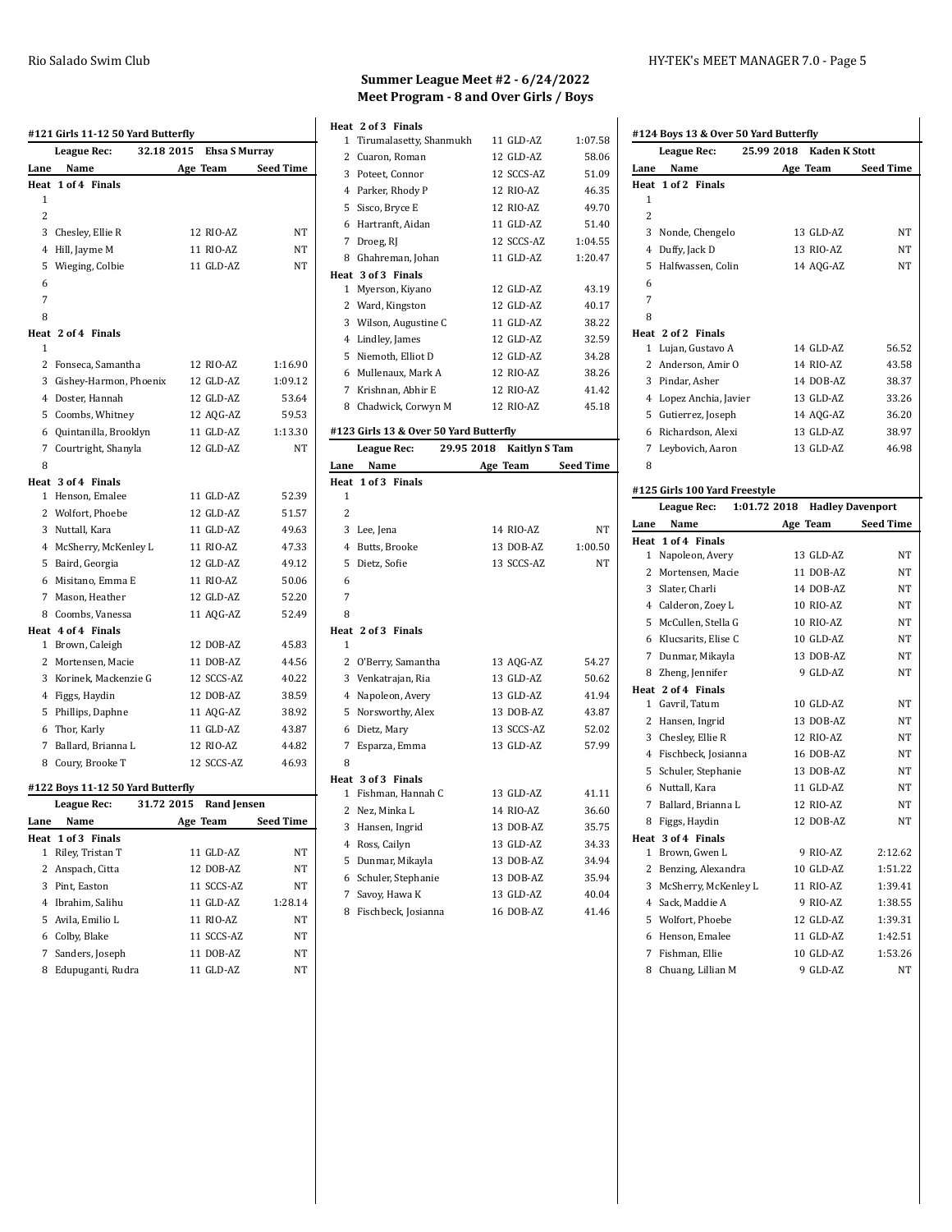## Summer League Meet #2 - 6/24/2022
## Meet Program - 8 and Over Girls / Boys

### #121 Girls 11-12 50 Yard Butterfly

League Rec: 32.18 2015 Ehsa S Murray

| Lane | Name | Age | Team | Seed Time |
|---|---|---|---|---|
| **Heat 1 of 4 Finals** | | | | |
| 1 | | | | |
| 2 | | | | |
| 3 | Chesley, Ellie R | 12 | RIO-AZ | NT |
| 4 | Hill, Jayme M | 11 | RIO-AZ | NT |
| 5 | Wieging, Colbie | 11 | GLD-AZ | NT |
| 6 | | | | |
| 7 | | | | |
| 8 | | | | |
| **Heat 2 of 4 Finals** | | | | |
| 1 | | | | |
| 2 | Fonseca, Samantha | 12 | RIO-AZ | 1:16.90 |
| 3 | Gishey-Harmon, Phoenix | 12 | GLD-AZ | 1:09.12 |
| 4 | Doster, Hannah | 12 | GLD-AZ | 53.64 |
| 5 | Coombs, Whitney | 12 | AQG-AZ | 59.53 |
| 6 | Quintanilla, Brooklyn | 11 | GLD-AZ | 1:13.30 |
| 7 | Courtright, Shanyla | 12 | GLD-AZ | NT |
| 8 | | | | |
| **Heat 3 of 4 Finals** | | | | |
| 1 | Henson, Emalee | 11 | GLD-AZ | 52.39 |
| 2 | Wolfort, Phoebe | 12 | GLD-AZ | 51.57 |
| 3 | Nuttall, Kara | 11 | GLD-AZ | 49.63 |
| 4 | McSherry, McKenley L | 11 | RIO-AZ | 47.33 |
| 5 | Baird, Georgia | 12 | GLD-AZ | 49.12 |
| 6 | Misitano, Emma E | 11 | RIO-AZ | 50.06 |
| 7 | Mason, Heather | 12 | GLD-AZ | 52.20 |
| 8 | Coombs, Vanessa | 11 | AQG-AZ | 52.49 |
| **Heat 4 of 4 Finals** | | | | |
| 1 | Brown, Caleigh | 12 | DOB-AZ | 45.83 |
| 2 | Mortensen, Macie | 11 | DOB-AZ | 44.56 |
| 3 | Korinek, Mackenzie G | 12 | SCCS-AZ | 40.22 |
| 4 | Figgs, Haydin | 12 | DOB-AZ | 38.59 |
| 5 | Phillips, Daphne | 11 | AQG-AZ | 38.92 |
| 6 | Thor, Karly | 11 | GLD-AZ | 43.87 |
| 7 | Ballard, Brianna L | 12 | RIO-AZ | 44.82 |
| 8 | Coury, Brooke T | 12 | SCCS-AZ | 46.93 |

### #122 Boys 11-12 50 Yard Butterfly

League Rec: 31.72 2015 Rand Jensen

| Lane | Name | Age | Team | Seed Time |
|---|---|---|---|---|
| **Heat 1 of 3 Finals** | | | | |
| 1 | Riley, Tristan T | 11 | GLD-AZ | NT |
| 2 | Anspach, Citta | 12 | DOB-AZ | NT |
| 3 | Pint, Easton | 11 | SCCS-AZ | NT |
| 4 | Ibrahim, Salihu | 11 | GLD-AZ | 1:28.14 |
| 5 | Avila, Emilio L | 11 | RIO-AZ | NT |
| 6 | Colby, Blake | 11 | SCCS-AZ | NT |
| 7 | Sanders, Joseph | 11 | DOB-AZ | NT |
| 8 | Edupuganti, Rudra | 11 | GLD-AZ | NT |
| **Heat 2 of 3 Finals** | | | | |
| 1 | Tirumalasetty, Shanmukh | 11 | GLD-AZ | 1:07.58 |
| 2 | Cuaron, Roman | 12 | GLD-AZ | 58.06 |
| 3 | Poteet, Connor | 12 | SCCS-AZ | 51.09 |
| 4 | Parker, Rhody P | 12 | RIO-AZ | 46.35 |
| 5 | Sisco, Bryce E | 12 | RIO-AZ | 49.70 |
| 6 | Hartranft, Aidan | 11 | GLD-AZ | 51.40 |
| 7 | Droeg, RJ | 12 | SCCS-AZ | 1:04.55 |
| 8 | Ghahreman, Johan | 11 | GLD-AZ | 1:20.47 |
| **Heat 3 of 3 Finals** | | | | |
| 1 | Myerson, Kiyano | 12 | GLD-AZ | 43.19 |
| 2 | Ward, Kingston | 12 | GLD-AZ | 40.17 |
| 3 | Wilson, Augustine C | 11 | GLD-AZ | 38.22 |
| 4 | Lindley, James | 12 | GLD-AZ | 32.59 |
| 5 | Niemoth, Elliot D | 12 | GLD-AZ | 34.28 |
| 6 | Mullenaux, Mark A | 12 | RIO-AZ | 38.26 |
| 7 | Krishnan, Abhir E | 12 | RIO-AZ | 41.42 |
| 8 | Chadwick, Corwyn M | 12 | RIO-AZ | 45.18 |

### #123 Girls 13 & Over 50 Yard Butterfly

League Rec: 29.95 2018 Kaitlyn S Tam

| Lane | Name | Age | Team | Seed Time |
|---|---|---|---|---|
| **Heat 1 of 3 Finals** | | | | |
| 1 | | | | |
| 2 | | | | |
| 3 | Lee, Jena | 14 | RIO-AZ | NT |
| 4 | Butts, Brooke | 13 | DOB-AZ | 1:00.50 |
| 5 | Dietz, Sofie | 13 | SCCS-AZ | NT |
| 6 | | | | |
| 7 | | | | |
| 8 | | | | |
| **Heat 2 of 3 Finals** | | | | |
| 1 | | | | |
| 2 | O'Berry, Samantha | 13 | AQG-AZ | 54.27 |
| 3 | Venkatrajan, Ria | 13 | GLD-AZ | 50.62 |
| 4 | Napoleon, Avery | 13 | GLD-AZ | 41.94 |
| 5 | Norsworthy, Alex | 13 | DOB-AZ | 43.87 |
| 6 | Dietz, Mary | 13 | SCCS-AZ | 52.02 |
| 7 | Esparza, Emma | 13 | GLD-AZ | 57.99 |
| 8 | | | | |
| **Heat 3 of 3 Finals** | | | | |
| 1 | Fishman, Hannah C | 13 | GLD-AZ | 41.11 |
| 2 | Nez, Minka L | 14 | RIO-AZ | 36.60 |
| 3 | Hansen, Ingrid | 13 | DOB-AZ | 35.75 |
| 4 | Ross, Cailyn | 13 | GLD-AZ | 34.33 |
| 5 | Dunmar, Mikayla | 13 | DOB-AZ | 34.94 |
| 6 | Schuler, Stephanie | 13 | DOB-AZ | 35.94 |
| 7 | Savoy, Hawa K | 13 | GLD-AZ | 40.04 |
| 8 | Fischbeck, Josianna | 16 | DOB-AZ | 41.46 |

### #124 Boys 13 & Over 50 Yard Butterfly

League Rec: 25.99 2018 Kaden K Stott

| Lane | Name | Age | Team | Seed Time |
|---|---|---|---|---|
| **Heat 1 of 2 Finals** | | | | |
| 1 | | | | |
| 2 | | | | |
| 3 | Nonde, Chengelo | 13 | GLD-AZ | NT |
| 4 | Duffy, Jack D | 13 | RIO-AZ | NT |
| 5 | Halfwassen, Colin | 14 | AQG-AZ | NT |
| 6 | | | | |
| 7 | | | | |
| 8 | | | | |
| **Heat 2 of 2 Finals** | | | | |
| 1 | Lujan, Gustavo A | 14 | GLD-AZ | 56.52 |
| 2 | Anderson, Amir O | 14 | RIO-AZ | 43.58 |
| 3 | Pindar, Asher | 14 | DOB-AZ | 38.37 |
| 4 | Lopez Anchia, Javier | 13 | GLD-AZ | 33.26 |
| 5 | Gutierrez, Joseph | 14 | AQG-AZ | 36.20 |
| 6 | Richardson, Alexi | 13 | GLD-AZ | 38.97 |
| 7 | Leybovich, Aaron | 13 | GLD-AZ | 46.98 |
| 8 | | | | |

### #125 Girls 100 Yard Freestyle

League Rec: 1:01.72 2018 Hadley Davenport

| Lane | Name | Age | Team | Seed Time |
|---|---|---|---|---|
| **Heat 1 of 4 Finals** | | | | |
| 1 | Napoleon, Avery | 13 | GLD-AZ | NT |
| 2 | Mortensen, Macie | 11 | DOB-AZ | NT |
| 3 | Slater, Charli | 14 | DOB-AZ | NT |
| 4 | Calderon, Zoey L | 10 | RIO-AZ | NT |
| 5 | McCullen, Stella G | 10 | RIO-AZ | NT |
| 6 | Klucsarits, Elise C | 10 | GLD-AZ | NT |
| 7 | Dunmar, Mikayla | 13 | DOB-AZ | NT |
| 8 | Zheng, Jennifer | 9 | GLD-AZ | NT |
| **Heat 2 of 4 Finals** | | | | |
| 1 | Gavril, Tatum | 10 | GLD-AZ | NT |
| 2 | Hansen, Ingrid | 13 | DOB-AZ | NT |
| 3 | Chesley, Ellie R | 12 | RIO-AZ | NT |
| 4 | Fischbeck, Josianna | 16 | DOB-AZ | NT |
| 5 | Schuler, Stephanie | 13 | DOB-AZ | NT |
| 6 | Nuttall, Kara | 11 | GLD-AZ | NT |
| 7 | Ballard, Brianna L | 12 | RIO-AZ | NT |
| 8 | Figgs, Haydin | 12 | DOB-AZ | NT |
| **Heat 3 of 4 Finals** | | | | |
| 1 | Brown, Gwen L | 9 | RIO-AZ | 2:12.62 |
| 2 | Benzing, Alexandra | 10 | GLD-AZ | 1:51.22 |
| 3 | McSherry, McKenley L | 11 | RIO-AZ | 1:39.41 |
| 4 | Sack, Maddie A | 9 | RIO-AZ | 1:38.55 |
| 5 | Wolfort, Phoebe | 12 | GLD-AZ | 1:39.31 |
| 6 | Henson, Emalee | 11 | GLD-AZ | 1:42.51 |
| 7 | Fishman, Ellie | 10 | GLD-AZ | 1:53.26 |
| 8 | Chuang, Lillian M | 9 | GLD-AZ | NT |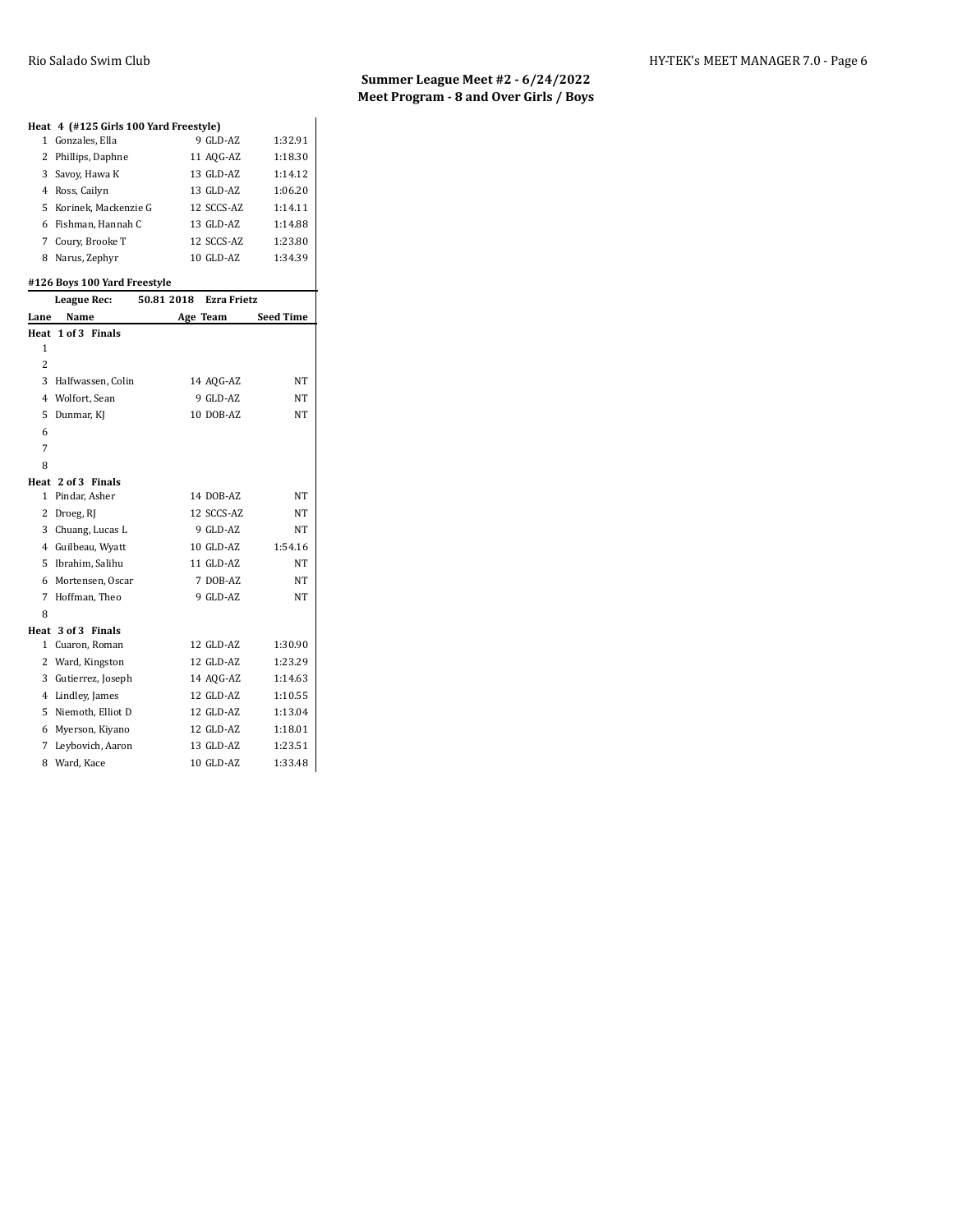## Summer League Meet #2 - 6/24/2022
## Meet Program - 8 and Over Girls / Boys

**Heat 4 (#125 Girls 100 Yard Freestyle)**

| | | | | |
|---|---|---|---|---|
| 1 | Gonzales, Ella | 9 | GLD-AZ | 1:32.91 |
| 2 | Phillips, Daphne | 11 | AQG-AZ | 1:18.30 |
| 3 | Savoy, Hawa K | 13 | GLD-AZ | 1:14.12 |
| 4 | Ross, Cailyn | 13 | GLD-AZ | 1:06.20 |
| 5 | Korinek, Mackenzie G | 12 | SCCS-AZ | 1:14.11 |
| 6 | Fishman, Hannah C | 13 | GLD-AZ | 1:14.88 |
| 7 | Coury, Brooke T | 12 | SCCS-AZ | 1:23.80 |
| 8 | Narus, Zephyr | 10 | GLD-AZ | 1:34.39 |

**#126 Boys 100 Yard Freestyle**

**League Rec: 50.81 2018 Ezra Frietz**

| Lane | Name | Age | Team | Seed Time |
|---|---|---|---|---|
| **Heat 1 of 3 Finals** | | | | |
| 1 | | | | |
| 2 | | | | |
| 3 | Halfwassen, Colin | 14 | AQG-AZ | NT |
| 4 | Wolfort, Sean | 9 | GLD-AZ | NT |
| 5 | Dunmar, KJ | 10 | DOB-AZ | NT |
| 6 | | | | |
| 7 | | | | |
| 8 | | | | |
| **Heat 2 of 3 Finals** | | | | |
| 1 | Pindar, Asher | 14 | DOB-AZ | NT |
| 2 | Droeg, RJ | 12 | SCCS-AZ | NT |
| 3 | Chuang, Lucas L | 9 | GLD-AZ | NT |
| 4 | Guilbeau, Wyatt | 10 | GLD-AZ | 1:54.16 |
| 5 | Ibrahim, Salihu | 11 | GLD-AZ | NT |
| 6 | Mortensen, Oscar | 7 | DOB-AZ | NT |
| 7 | Hoffman, Theo | 9 | GLD-AZ | NT |
| 8 | | | | |
| **Heat 3 of 3 Finals** | | | | |
| 1 | Cuaron, Roman | 12 | GLD-AZ | 1:30.90 |
| 2 | Ward, Kingston | 12 | GLD-AZ | 1:23.29 |
| 3 | Gutierrez, Joseph | 14 | AQG-AZ | 1:14.63 |
| 4 | Lindley, James | 12 | GLD-AZ | 1:10.55 |
| 5 | Niemoth, Elliot D | 12 | GLD-AZ | 1:13.04 |
| 6 | Myerson, Kiyano | 12 | GLD-AZ | 1:18.01 |
| 7 | Leybovich, Aaron | 13 | GLD-AZ | 1:23.51 |
| 8 | Ward, Kace | 10 | GLD-AZ | 1:33.48 |